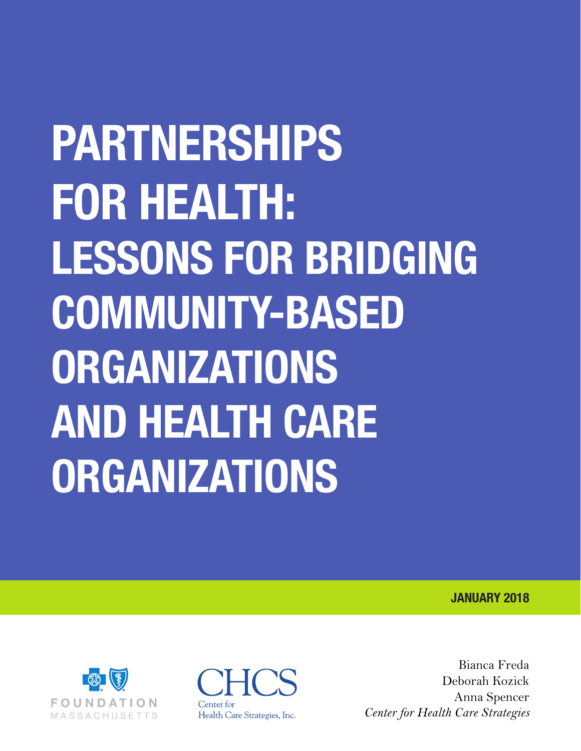# PARTNERSHIPS FOR HEALTH: LESSONS FOR BRIDGING COMMUNITY-BASED ORGANIZATIONS AND HEALTH CARE ORGANIZATIONS

**JANUARY 2018**

FOUNDATION MASSACHUSETTS

CHCS
Center for Health Care Strategies, Inc.

Bianca Freda
Deborah Kozick
Anna Spencer
*Center for Health Care Strategies*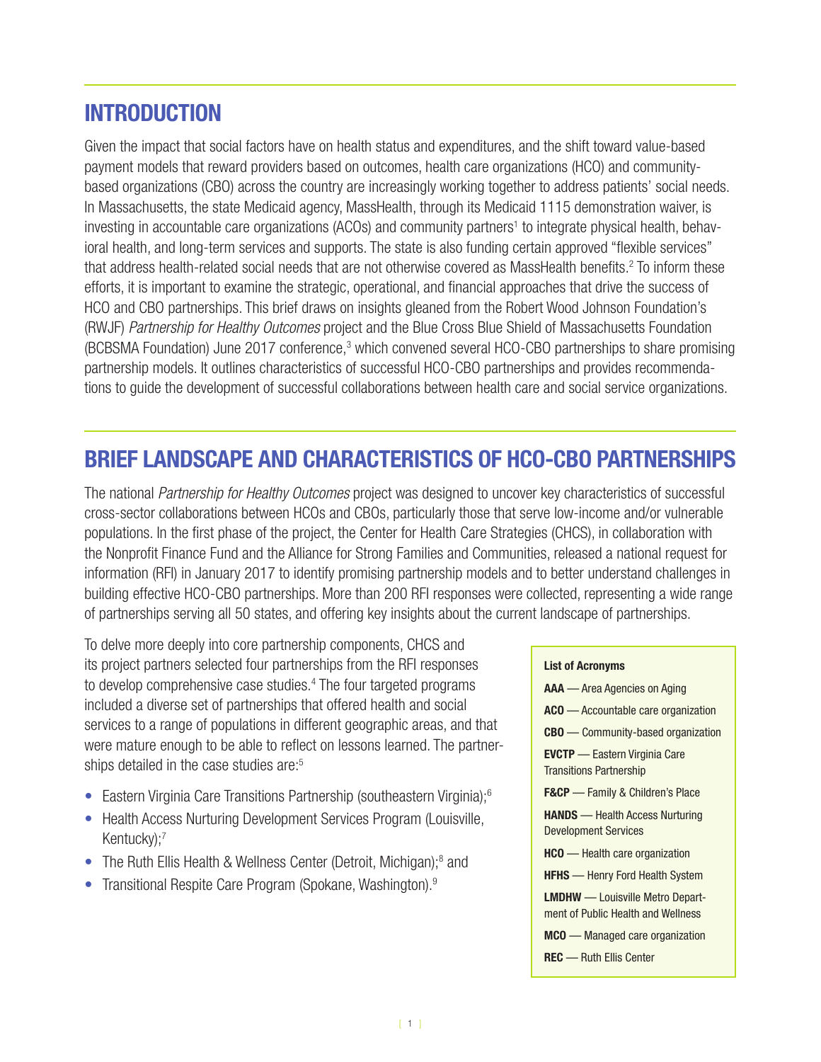## INTRODUCTION

Given the impact that social factors have on health status and expenditures, and the shift toward value-based payment models that reward providers based on outcomes, health care organizations (HCO) and community-based organizations (CBO) across the country are increasingly working together to address patients' social needs. In Massachusetts, the state Medicaid agency, MassHealth, through its Medicaid 1115 demonstration waiver, is investing in accountable care organizations (ACOs) and community partners[1] to integrate physical health, behavioral health, and long-term services and supports. The state is also funding certain approved "flexible services" that address health-related social needs that are not otherwise covered as MassHealth benefits.[2] To inform these efforts, it is important to examine the strategic, operational, and financial approaches that drive the success of HCO and CBO partnerships. This brief draws on insights gleaned from the Robert Wood Johnson Foundation's (RWJF) *Partnership for Healthy Outcomes* project and the Blue Cross Blue Shield of Massachusetts Foundation (BCBSMA Foundation) June 2017 conference,[3] which convened several HCO-CBO partnerships to share promising partnership models. It outlines characteristics of successful HCO-CBO partnerships and provides recommendations to guide the development of successful collaborations between health care and social service organizations.

## BRIEF LANDSCAPE AND CHARACTERISTICS OF HCO-CBO PARTNERSHIPS

The national *Partnership for Healthy Outcomes* project was designed to uncover key characteristics of successful cross-sector collaborations between HCOs and CBOs, particularly those that serve low-income and/or vulnerable populations. In the first phase of the project, the Center for Health Care Strategies (CHCS), in collaboration with the Nonprofit Finance Fund and the Alliance for Strong Families and Communities, released a national request for information (RFI) in January 2017 to identify promising partnership models and to better understand challenges in building effective HCO-CBO partnerships. More than 200 RFI responses were collected, representing a wide range of partnerships serving all 50 states, and offering key insights about the current landscape of partnerships.

To delve more deeply into core partnership components, CHCS and its project partners selected four partnerships from the RFI responses to develop comprehensive case studies.[4] The four targeted programs included a diverse set of partnerships that offered health and social services to a range of populations in different geographic areas, and that were mature enough to be able to reflect on lessons learned. The partnerships detailed in the case studies are:[5]

- Eastern Virginia Care Transitions Partnership (southeastern Virginia);[6]
- Health Access Nurturing Development Services Program (Louisville, Kentucky);[7]
- The Ruth Ellis Health & Wellness Center (Detroit, Michigan);[8] and
- Transitional Respite Care Program (Spokane, Washington).[9]

**List of Acronyms**

**AAA** — Area Agencies on Aging

**ACO** — Accountable care organization

**CBO** — Community-based organization

**EVCTP** — Eastern Virginia Care Transitions Partnership

**F&CP** — Family & Children's Place

**HANDS** — Health Access Nurturing Development Services

**HCO** — Health care organization

**HFHS** — Henry Ford Health System

**LMDHW** — Louisville Metro Department of Public Health and Wellness

**MCO** — Managed care organization

**REC** — Ruth Ellis Center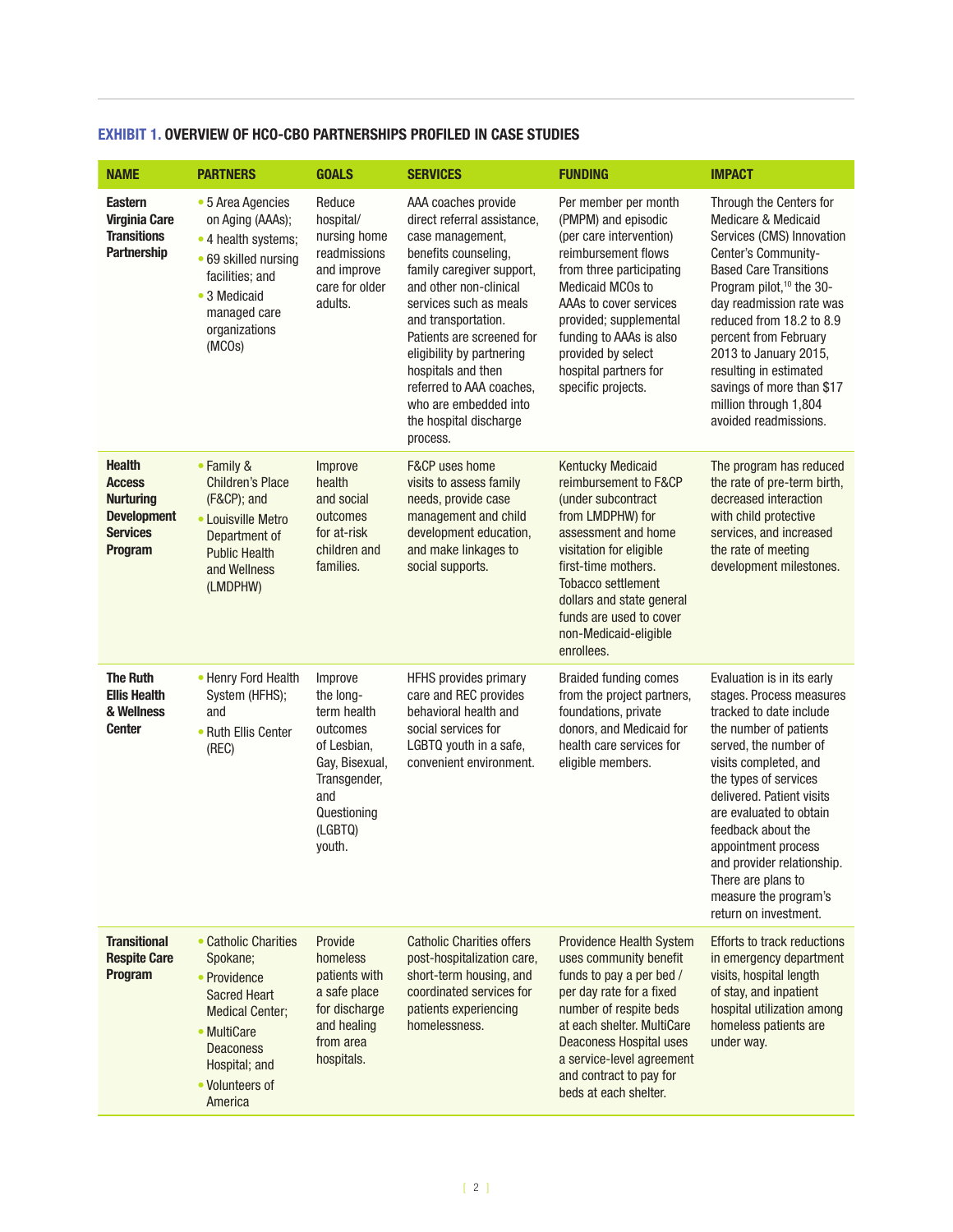**EXHIBIT 1. OVERVIEW OF HCO-CBO PARTNERSHIPS PROFILED IN CASE STUDIES**

| NAME | PARTNERS | GOALS | SERVICES | FUNDING | IMPACT |
|---|---|---|---|---|---|
| **Eastern Virginia Care Transitions Partnership** | • 5 Area Agencies on Aging (AAAs);<br>• 4 health systems;<br>• 69 skilled nursing facilities; and<br>• 3 Medicaid managed care organizations (MCOs) | Reduce hospital/ nursing home readmissions and improve care for older adults. | AAA coaches provide direct referral assistance, case management, benefits counseling, family caregiver support, and other non-clinical services such as meals and transportation. Patients are screened for eligibility by partnering hospitals and then referred to AAA coaches, who are embedded into the hospital discharge process. | Per member per month (PMPM) and episodic (per care intervention) reimbursement flows from three participating Medicaid MCOs to AAAs to cover services provided; supplemental funding to AAAs is also provided by select hospital partners for specific projects. | Through the Centers for Medicare & Medicaid Services (CMS) Innovation Center's Community-Based Care Transitions Program pilot,[10] the 30-day readmission rate was reduced from 18.2 to 8.9 percent from February 2013 to January 2015, resulting in estimated savings of more than $17 million through 1,804 avoided readmissions. |
| **Health Access Nurturing Development Services Program** | • Family & Children's Place (F&CP); and<br>• Louisville Metro Department of Public Health and Wellness (LMDPHW) | Improve health and social outcomes for at-risk children and families. | F&CP uses home visits to assess family needs, provide case management and child development education, and make linkages to social supports. | Kentucky Medicaid reimbursement to F&CP (under subcontract from LMDPHW) for assessment and home visitation for eligible first-time mothers. Tobacco settlement dollars and state general funds are used to cover non-Medicaid-eligible enrollees. | The program has reduced the rate of pre-term birth, decreased interaction with child protective services, and increased the rate of meeting development milestones. |
| **The Ruth Ellis Health & Wellness Center** | • Henry Ford Health System (HFHS); and<br>• Ruth Ellis Center (REC) | Improve the long-term health outcomes of Lesbian, Gay, Bisexual, Transgender, and Questioning (LGBTQ) youth. | HFHS provides primary care and REC provides behavioral health and social services for LGBTQ youth in a safe, convenient environment. | Braided funding comes from the project partners, foundations, private donors, and Medicaid for health care services for eligible members. | Evaluation is in its early stages. Process measures tracked to date include the number of patients served, the number of visits completed, and the types of services delivered. Patient visits are evaluated to obtain feedback about the appointment process and provider relationship. There are plans to measure the program's return on investment. |
| **Transitional Respite Care Program** | • Catholic Charities Spokane;<br>• Providence Sacred Heart Medical Center;<br>• MultiCare Deaconess Hospital; and<br>• Volunteers of America | Provide homeless patients with a safe place for discharge and healing from area hospitals. | Catholic Charities offers post-hospitalization care, short-term housing, and coordinated services for patients experiencing homelessness. | Providence Health System uses community benefit funds to pay a per bed / per day rate for a fixed number of respite beds at each shelter. MultiCare Deaconess Hospital uses a service-level agreement and contract to pay for beds at each shelter. | Efforts to track reductions in emergency department visits, hospital length of stay, and inpatient hospital utilization among homeless patients are under way. |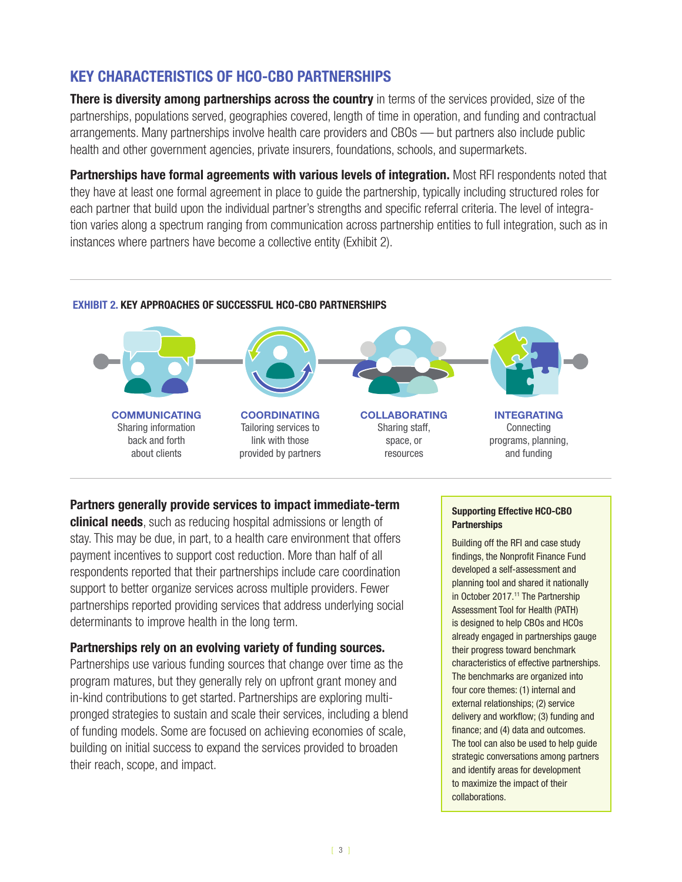## KEY CHARACTERISTICS OF HCO-CBO PARTNERSHIPS

**There is diversity among partnerships across the country** in terms of the services provided, size of the partnerships, populations served, geographies covered, length of time in operation, and funding and contractual arrangements. Many partnerships involve health care providers and CBOs — but partners also include public health and other government agencies, private insurers, foundations, schools, and supermarkets.

**Partnerships have formal agreements with various levels of integration.** Most RFI respondents noted that they have at least one formal agreement in place to guide the partnership, typically including structured roles for each partner that build upon the individual partner's strengths and specific referral criteria. The level of integration varies along a spectrum ranging from communication across partnership entities to full integration, such as in instances where partners have become a collective entity (Exhibit 2).

**EXHIBIT 2. KEY APPROACHES OF SUCCESSFUL HCO-CBO PARTNERSHIPS**

**COMMUNICATING**
Sharing information back and forth about clients

**COORDINATING**
Tailoring services to link with those provided by partners

**COLLABORATING**
Sharing staff, space, or resources

**INTEGRATING**
Connecting programs, planning, and funding

**Partners generally provide services to impact immediate-term clinical needs**, such as reducing hospital admissions or length of stay. This may be due, in part, to a health care environment that offers payment incentives to support cost reduction. More than half of all respondents reported that their partnerships include care coordination support to better organize services across multiple providers. Fewer partnerships reported providing services that address underlying social determinants to improve health in the long term.

**Partnerships rely on an evolving variety of funding sources.** Partnerships use various funding sources that change over time as the program matures, but they generally rely on upfront grant money and in-kind contributions to get started. Partnerships are exploring multi-pronged strategies to sustain and scale their services, including a blend of funding models. Some are focused on achieving economies of scale, building on initial success to expand the services provided to broaden their reach, scope, and impact.

> **Supporting Effective HCO-CBO Partnerships**
>
> Building off the RFI and case study findings, the Nonprofit Finance Fund developed a self-assessment and planning tool and shared it nationally in October 2017.[11] The Partnership Assessment Tool for Health (PATH) is designed to help CBOs and HCOs already engaged in partnerships gauge their progress toward benchmark characteristics of effective partnerships. The benchmarks are organized into four core themes: (1) internal and external relationships; (2) service delivery and workflow; (3) funding and finance; and (4) data and outcomes. The tool can also be used to help guide strategic conversations among partners and identify areas for development to maximize the impact of their collaborations.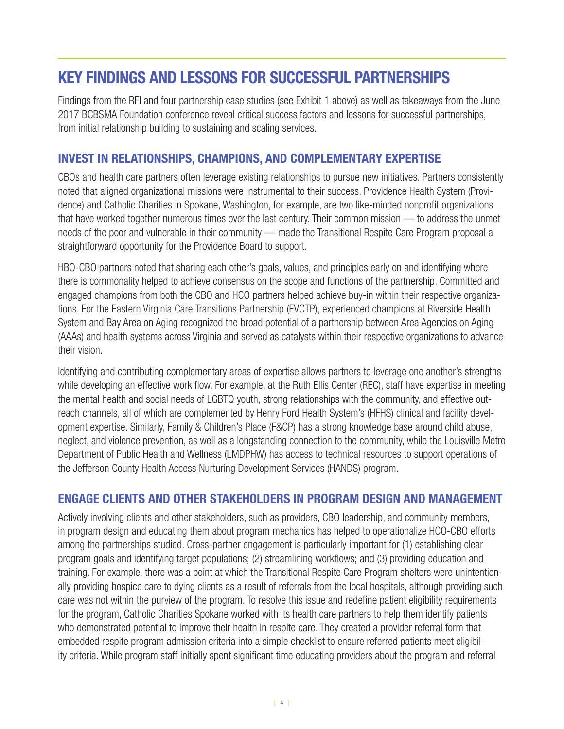# KEY FINDINGS AND LESSONS FOR SUCCESSFUL PARTNERSHIPS

Findings from the RFI and four partnership case studies (see Exhibit 1 above) as well as takeaways from the June 2017 BCBSMA Foundation conference reveal critical success factors and lessons for successful partnerships, from initial relationship building to sustaining and scaling services.

## INVEST IN RELATIONSHIPS, CHAMPIONS, AND COMPLEMENTARY EXPERTISE

CBOs and health care partners often leverage existing relationships to pursue new initiatives. Partners consistently noted that aligned organizational missions were instrumental to their success. Providence Health System (Providence) and Catholic Charities in Spokane, Washington, for example, are two like-minded nonprofit organizations that have worked together numerous times over the last century. Their common mission — to address the unmet needs of the poor and vulnerable in their community — made the Transitional Respite Care Program proposal a straightforward opportunity for the Providence Board to support.

HBO-CBO partners noted that sharing each other's goals, values, and principles early on and identifying where there is commonality helped to achieve consensus on the scope and functions of the partnership. Committed and engaged champions from both the CBO and HCO partners helped achieve buy-in within their respective organizations. For the Eastern Virginia Care Transitions Partnership (EVCTP), experienced champions at Riverside Health System and Bay Area on Aging recognized the broad potential of a partnership between Area Agencies on Aging (AAAs) and health systems across Virginia and served as catalysts within their respective organizations to advance their vision.

Identifying and contributing complementary areas of expertise allows partners to leverage one another's strengths while developing an effective work flow. For example, at the Ruth Ellis Center (REC), staff have expertise in meeting the mental health and social needs of LGBTQ youth, strong relationships with the community, and effective outreach channels, all of which are complemented by Henry Ford Health System's (HFHS) clinical and facility development expertise. Similarly, Family & Children's Place (F&CP) has a strong knowledge base around child abuse, neglect, and violence prevention, as well as a longstanding connection to the community, while the Louisville Metro Department of Public Health and Wellness (LMDPHW) has access to technical resources to support operations of the Jefferson County Health Access Nurturing Development Services (HANDS) program.

## ENGAGE CLIENTS AND OTHER STAKEHOLDERS IN PROGRAM DESIGN AND MANAGEMENT

Actively involving clients and other stakeholders, such as providers, CBO leadership, and community members, in program design and educating them about program mechanics has helped to operationalize HCO-CBO efforts among the partnerships studied. Cross-partner engagement is particularly important for (1) establishing clear program goals and identifying target populations; (2) streamlining workflows; and (3) providing education and training. For example, there was a point at which the Transitional Respite Care Program shelters were unintentionally providing hospice care to dying clients as a result of referrals from the local hospitals, although providing such care was not within the purview of the program. To resolve this issue and redefine patient eligibility requirements for the program, Catholic Charities Spokane worked with its health care partners to help them identify patients who demonstrated potential to improve their health in respite care. They created a provider referral form that embedded respite program admission criteria into a simple checklist to ensure referred patients meet eligibility criteria. While program staff initially spent significant time educating providers about the program and referral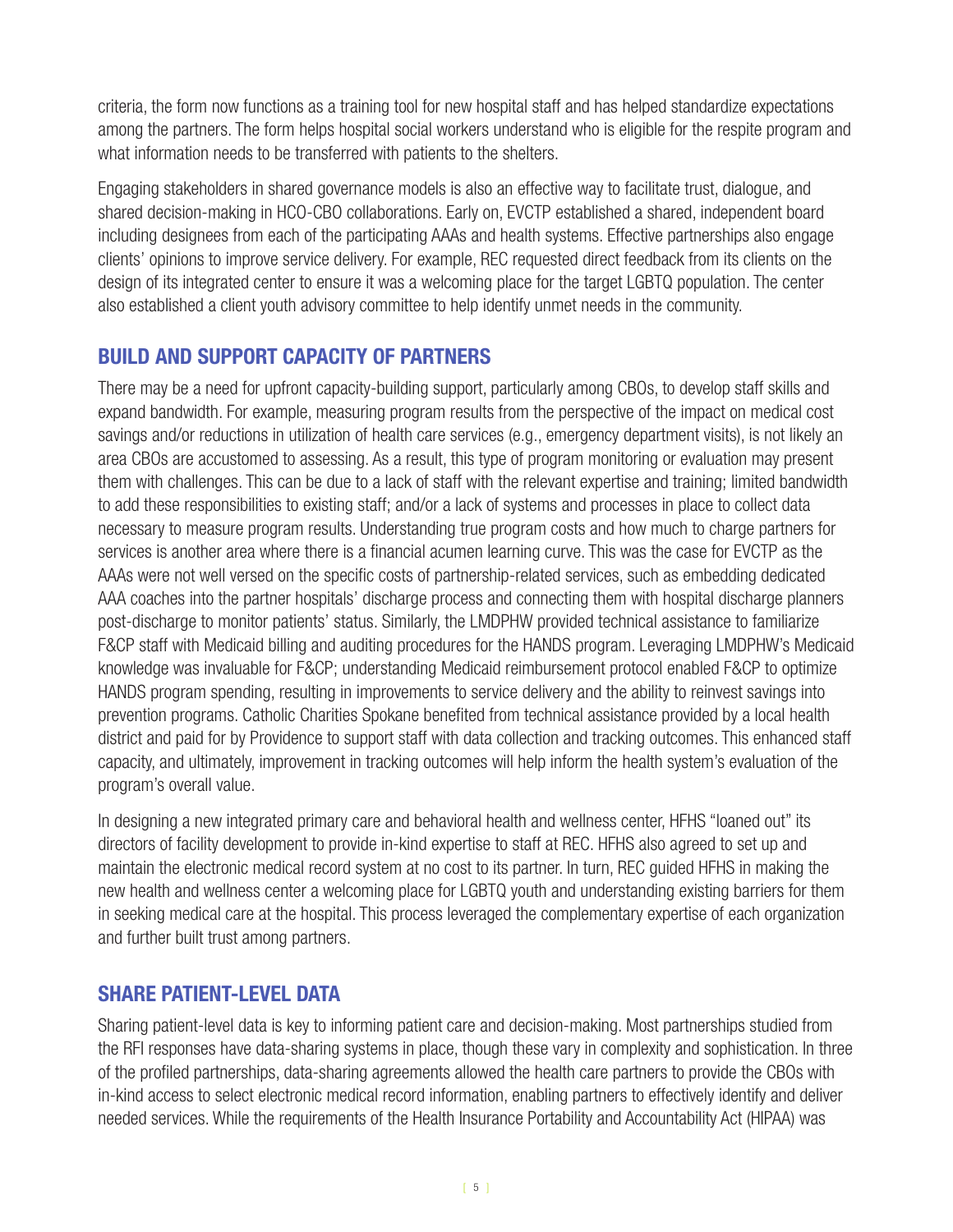criteria, the form now functions as a training tool for new hospital staff and has helped standardize expectations among the partners. The form helps hospital social workers understand who is eligible for the respite program and what information needs to be transferred with patients to the shelters.

Engaging stakeholders in shared governance models is also an effective way to facilitate trust, dialogue, and shared decision-making in HCO-CBO collaborations. Early on, EVCTP established a shared, independent board including designees from each of the participating AAAs and health systems. Effective partnerships also engage clients' opinions to improve service delivery. For example, REC requested direct feedback from its clients on the design of its integrated center to ensure it was a welcoming place for the target LGBTQ population. The center also established a client youth advisory committee to help identify unmet needs in the community.

## BUILD AND SUPPORT CAPACITY OF PARTNERS

There may be a need for upfront capacity-building support, particularly among CBOs, to develop staff skills and expand bandwidth. For example, measuring program results from the perspective of the impact on medical cost savings and/or reductions in utilization of health care services (e.g., emergency department visits), is not likely an area CBOs are accustomed to assessing. As a result, this type of program monitoring or evaluation may present them with challenges. This can be due to a lack of staff with the relevant expertise and training; limited bandwidth to add these responsibilities to existing staff; and/or a lack of systems and processes in place to collect data necessary to measure program results. Understanding true program costs and how much to charge partners for services is another area where there is a financial acumen learning curve. This was the case for EVCTP as the AAAs were not well versed on the specific costs of partnership-related services, such as embedding dedicated AAA coaches into the partner hospitals' discharge process and connecting them with hospital discharge planners post-discharge to monitor patients' status. Similarly, the LMDPHW provided technical assistance to familiarize F&CP staff with Medicaid billing and auditing procedures for the HANDS program. Leveraging LMDPHW's Medicaid knowledge was invaluable for F&CP; understanding Medicaid reimbursement protocol enabled F&CP to optimize HANDS program spending, resulting in improvements to service delivery and the ability to reinvest savings into prevention programs. Catholic Charities Spokane benefited from technical assistance provided by a local health district and paid for by Providence to support staff with data collection and tracking outcomes. This enhanced staff capacity, and ultimately, improvement in tracking outcomes will help inform the health system's evaluation of the program's overall value.

In designing a new integrated primary care and behavioral health and wellness center, HFHS "loaned out" its directors of facility development to provide in-kind expertise to staff at REC. HFHS also agreed to set up and maintain the electronic medical record system at no cost to its partner. In turn, REC guided HFHS in making the new health and wellness center a welcoming place for LGBTQ youth and understanding existing barriers for them in seeking medical care at the hospital. This process leveraged the complementary expertise of each organization and further built trust among partners.

## SHARE PATIENT-LEVEL DATA

Sharing patient-level data is key to informing patient care and decision-making. Most partnerships studied from the RFI responses have data-sharing systems in place, though these vary in complexity and sophistication. In three of the profiled partnerships, data-sharing agreements allowed the health care partners to provide the CBOs with in-kind access to select electronic medical record information, enabling partners to effectively identify and deliver needed services. While the requirements of the Health Insurance Portability and Accountability Act (HIPAA) was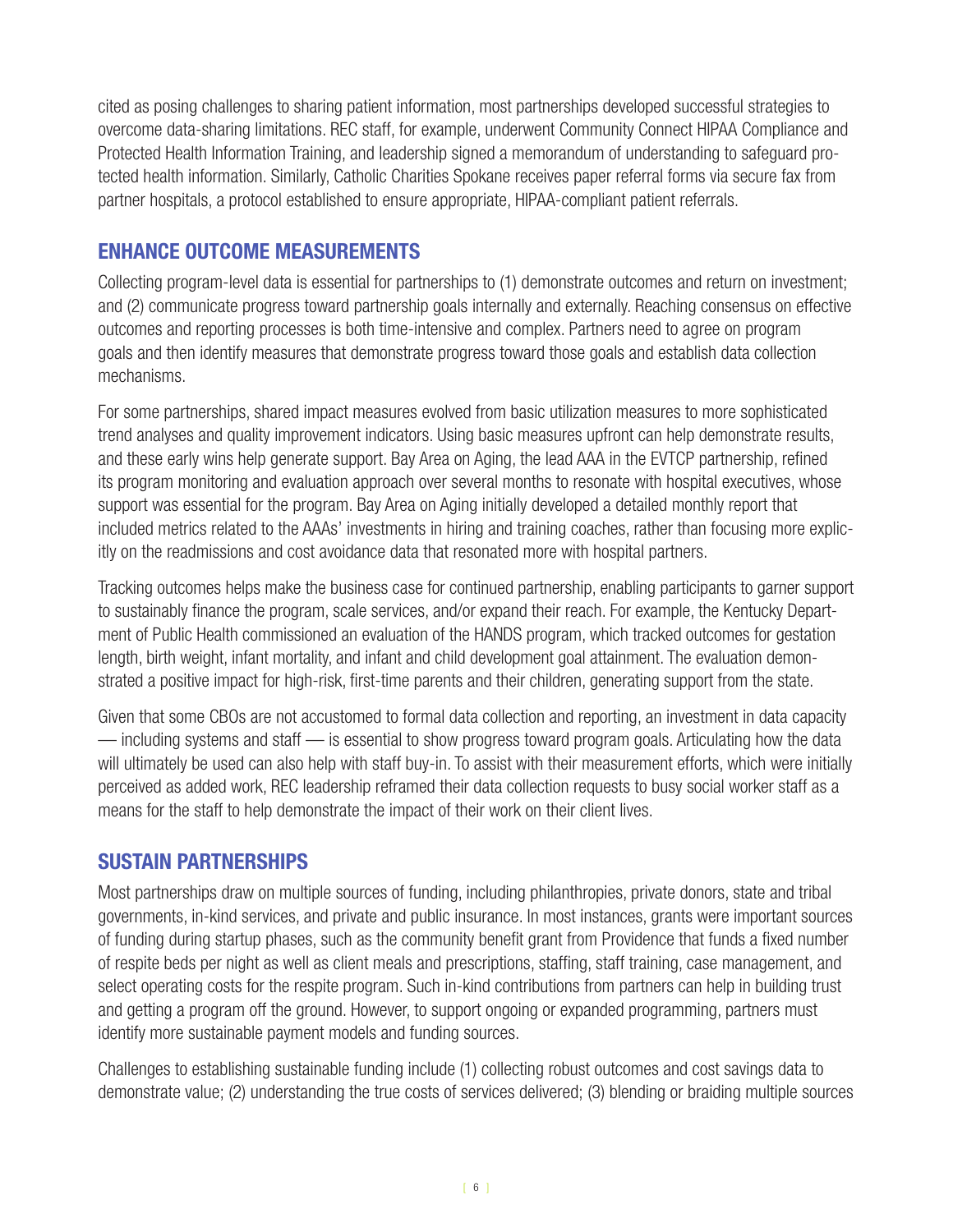cited as posing challenges to sharing patient information, most partnerships developed successful strategies to overcome data-sharing limitations. REC staff, for example, underwent Community Connect HIPAA Compliance and Protected Health Information Training, and leadership signed a memorandum of understanding to safeguard protected health information. Similarly, Catholic Charities Spokane receives paper referral forms via secure fax from partner hospitals, a protocol established to ensure appropriate, HIPAA-compliant patient referrals.

## ENHANCE OUTCOME MEASUREMENTS

Collecting program-level data is essential for partnerships to (1) demonstrate outcomes and return on investment; and (2) communicate progress toward partnership goals internally and externally. Reaching consensus on effective outcomes and reporting processes is both time-intensive and complex. Partners need to agree on program goals and then identify measures that demonstrate progress toward those goals and establish data collection mechanisms.

For some partnerships, shared impact measures evolved from basic utilization measures to more sophisticated trend analyses and quality improvement indicators. Using basic measures upfront can help demonstrate results, and these early wins help generate support. Bay Area on Aging, the lead AAA in the EVTCP partnership, refined its program monitoring and evaluation approach over several months to resonate with hospital executives, whose support was essential for the program. Bay Area on Aging initially developed a detailed monthly report that included metrics related to the AAAs' investments in hiring and training coaches, rather than focusing more explicitly on the readmissions and cost avoidance data that resonated more with hospital partners.

Tracking outcomes helps make the business case for continued partnership, enabling participants to garner support to sustainably finance the program, scale services, and/or expand their reach. For example, the Kentucky Department of Public Health commissioned an evaluation of the HANDS program, which tracked outcomes for gestation length, birth weight, infant mortality, and infant and child development goal attainment. The evaluation demonstrated a positive impact for high-risk, first-time parents and their children, generating support from the state.

Given that some CBOs are not accustomed to formal data collection and reporting, an investment in data capacity — including systems and staff — is essential to show progress toward program goals. Articulating how the data will ultimately be used can also help with staff buy-in. To assist with their measurement efforts, which were initially perceived as added work, REC leadership reframed their data collection requests to busy social worker staff as a means for the staff to help demonstrate the impact of their work on their client lives.

## SUSTAIN PARTNERSHIPS

Most partnerships draw on multiple sources of funding, including philanthropies, private donors, state and tribal governments, in-kind services, and private and public insurance. In most instances, grants were important sources of funding during startup phases, such as the community benefit grant from Providence that funds a fixed number of respite beds per night as well as client meals and prescriptions, staffing, staff training, case management, and select operating costs for the respite program. Such in-kind contributions from partners can help in building trust and getting a program off the ground. However, to support ongoing or expanded programming, partners must identify more sustainable payment models and funding sources.

Challenges to establishing sustainable funding include (1) collecting robust outcomes and cost savings data to demonstrate value; (2) understanding the true costs of services delivered; (3) blending or braiding multiple sources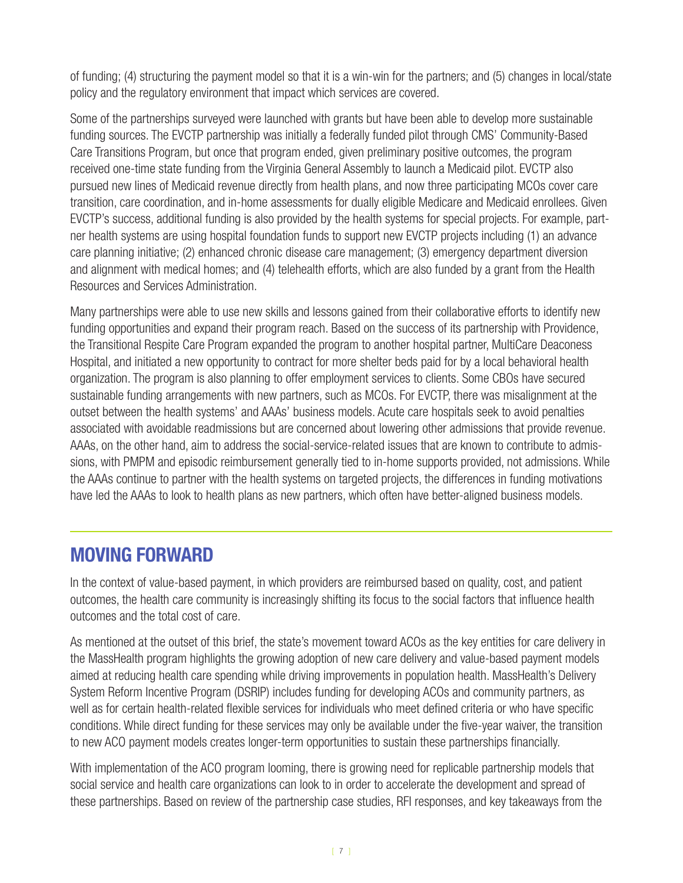of funding; (4) structuring the payment model so that it is a win-win for the partners; and (5) changes in local/state policy and the regulatory environment that impact which services are covered.

Some of the partnerships surveyed were launched with grants but have been able to develop more sustainable funding sources. The EVCTP partnership was initially a federally funded pilot through CMS' Community-Based Care Transitions Program, but once that program ended, given preliminary positive outcomes, the program received one-time state funding from the Virginia General Assembly to launch a Medicaid pilot. EVCTP also pursued new lines of Medicaid revenue directly from health plans, and now three participating MCOs cover care transition, care coordination, and in-home assessments for dually eligible Medicare and Medicaid enrollees. Given EVCTP's success, additional funding is also provided by the health systems for special projects. For example, partner health systems are using hospital foundation funds to support new EVCTP projects including (1) an advance care planning initiative; (2) enhanced chronic disease care management; (3) emergency department diversion and alignment with medical homes; and (4) telehealth efforts, which are also funded by a grant from the Health Resources and Services Administration.

Many partnerships were able to use new skills and lessons gained from their collaborative efforts to identify new funding opportunities and expand their program reach. Based on the success of its partnership with Providence, the Transitional Respite Care Program expanded the program to another hospital partner, MultiCare Deaconess Hospital, and initiated a new opportunity to contract for more shelter beds paid for by a local behavioral health organization. The program is also planning to offer employment services to clients. Some CBOs have secured sustainable funding arrangements with new partners, such as MCOs. For EVCTP, there was misalignment at the outset between the health systems' and AAAs' business models. Acute care hospitals seek to avoid penalties associated with avoidable readmissions but are concerned about lowering other admissions that provide revenue. AAAs, on the other hand, aim to address the social-service-related issues that are known to contribute to admissions, with PMPM and episodic reimbursement generally tied to in-home supports provided, not admissions. While the AAAs continue to partner with the health systems on targeted projects, the differences in funding motivations have led the AAAs to look to health plans as new partners, which often have better-aligned business models.

## MOVING FORWARD

In the context of value-based payment, in which providers are reimbursed based on quality, cost, and patient outcomes, the health care community is increasingly shifting its focus to the social factors that influence health outcomes and the total cost of care.

As mentioned at the outset of this brief, the state's movement toward ACOs as the key entities for care delivery in the MassHealth program highlights the growing adoption of new care delivery and value-based payment models aimed at reducing health care spending while driving improvements in population health. MassHealth's Delivery System Reform Incentive Program (DSRIP) includes funding for developing ACOs and community partners, as well as for certain health-related flexible services for individuals who meet defined criteria or who have specific conditions. While direct funding for these services may only be available under the five-year waiver, the transition to new ACO payment models creates longer-term opportunities to sustain these partnerships financially.

With implementation of the ACO program looming, there is growing need for replicable partnership models that social service and health care organizations can look to in order to accelerate the development and spread of these partnerships. Based on review of the partnership case studies, RFI responses, and key takeaways from the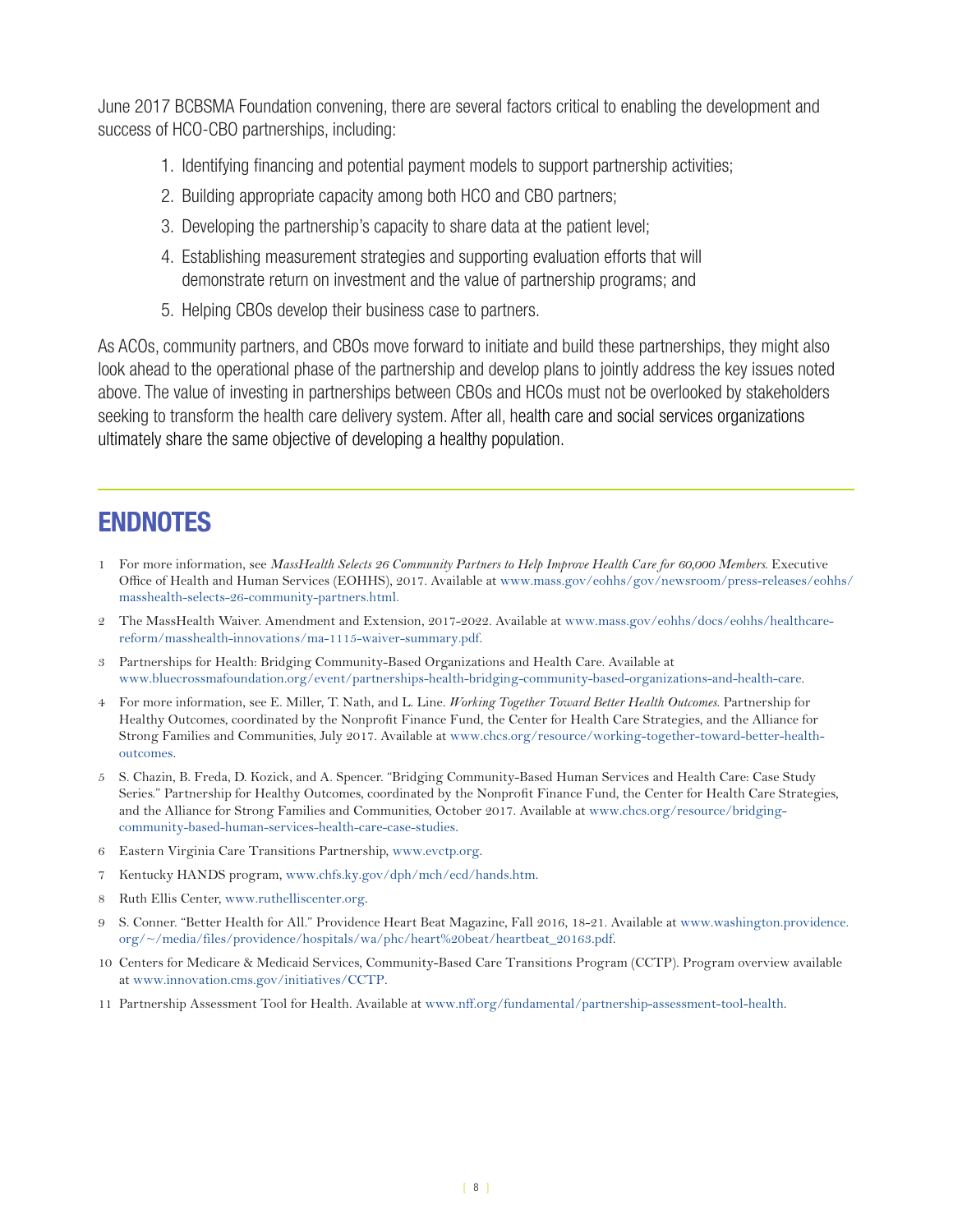June 2017 BCBSMA Foundation convening, there are several factors critical to enabling the development and success of HCO-CBO partnerships, including:

1. Identifying financing and potential payment models to support partnership activities;
2. Building appropriate capacity among both HCO and CBO partners;
3. Developing the partnership's capacity to share data at the patient level;
4. Establishing measurement strategies and supporting evaluation efforts that will demonstrate return on investment and the value of partnership programs; and
5. Helping CBOs develop their business case to partners.

As ACOs, community partners, and CBOs move forward to initiate and build these partnerships, they might also look ahead to the operational phase of the partnership and develop plans to jointly address the key issues noted above. The value of investing in partnerships between CBOs and HCOs must not be overlooked by stakeholders seeking to transform the health care delivery system. After all, health care and social services organizations ultimately share the same objective of developing a healthy population.

## ENDNOTES

1. For more information, see *MassHealth Selects 26 Community Partners to Help Improve Health Care for 60,000 Members*. Executive Office of Health and Human Services (EOHHS), 2017. Available at www.mass.gov/eohhs/gov/newsroom/press-releases/eohhs/masshealth-selects-26-community-partners.html.
2. The MassHealth Waiver. Amendment and Extension, 2017-2022. Available at www.mass.gov/eohhs/docs/eohhs/healthcare-reform/masshealth-innovations/ma-1115-waiver-summary.pdf.
3. Partnerships for Health: Bridging Community-Based Organizations and Health Care. Available at www.bluecrossmafoundation.org/event/partnerships-health-bridging-community-based-organizations-and-health-care.
4. For more information, see E. Miller, T. Nath, and L. Line. *Working Together Toward Better Health Outcomes*. Partnership for Healthy Outcomes, coordinated by the Nonprofit Finance Fund, the Center for Health Care Strategies, and the Alliance for Strong Families and Communities, July 2017. Available at www.chcs.org/resource/working-together-toward-better-health-outcomes.
5. S. Chazin, B. Freda, D. Kozick, and A. Spencer. "Bridging Community-Based Human Services and Health Care: Case Study Series." Partnership for Healthy Outcomes, coordinated by the Nonprofit Finance Fund, the Center for Health Care Strategies, and the Alliance for Strong Families and Communities, October 2017. Available at www.chcs.org/resource/bridging-community-based-human-services-health-care-case-studies.
6. Eastern Virginia Care Transitions Partnership, www.evctp.org.
7. Kentucky HANDS program, www.chfs.ky.gov/dph/mch/ecd/hands.htm.
8. Ruth Ellis Center, www.ruthelliscenter.org.
9. S. Conner. "Better Health for All." Providence Heart Beat Magazine, Fall 2016, 18-21. Available at www.washington.providence.org/~/media/files/providence/hospitals/wa/phc/heart%20beat/heartbeat_20163.pdf.
10. Centers for Medicare & Medicaid Services, Community-Based Care Transitions Program (CCTP). Program overview available at www.innovation.cms.gov/initiatives/CCTP.
11. Partnership Assessment Tool for Health. Available at www.nff.org/fundamental/partnership-assessment-tool-health.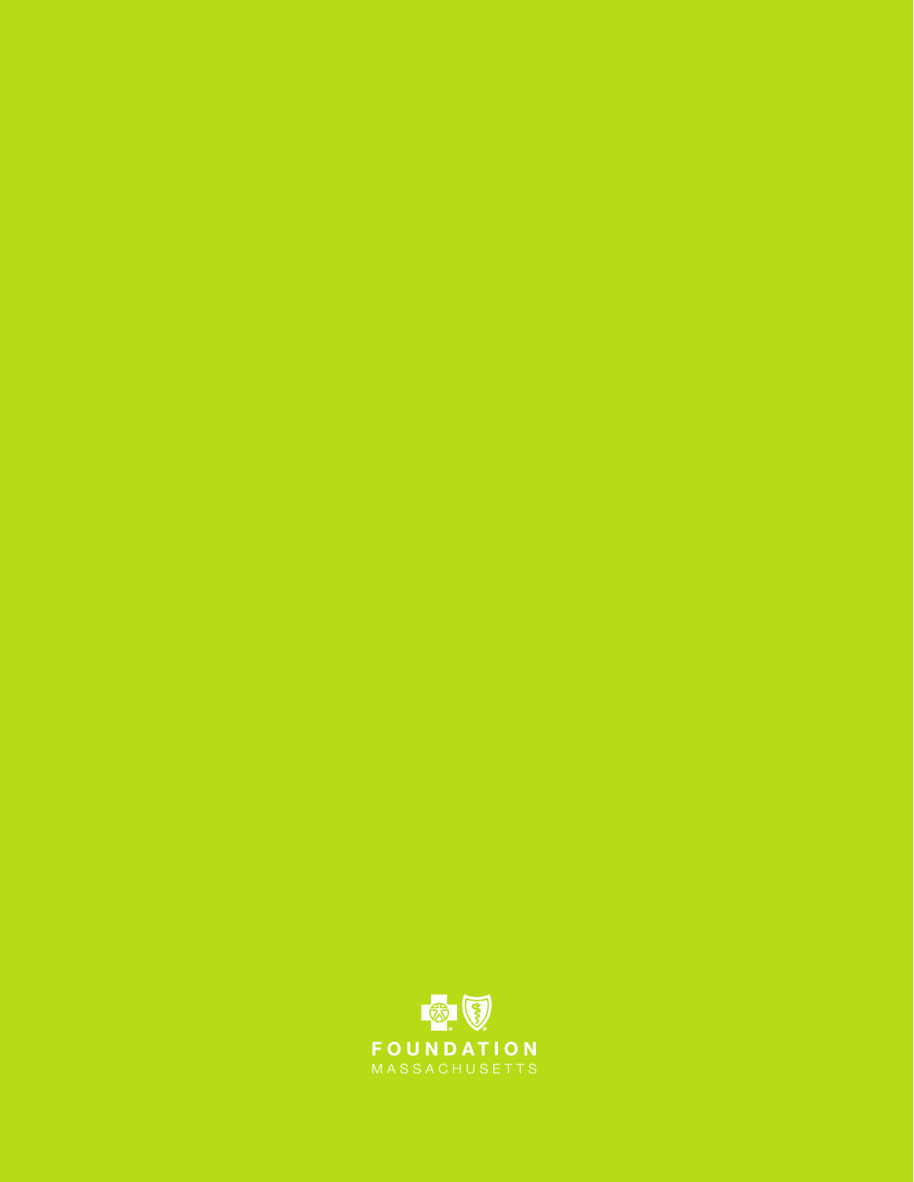FOUNDATION
MASSACHUSETTS